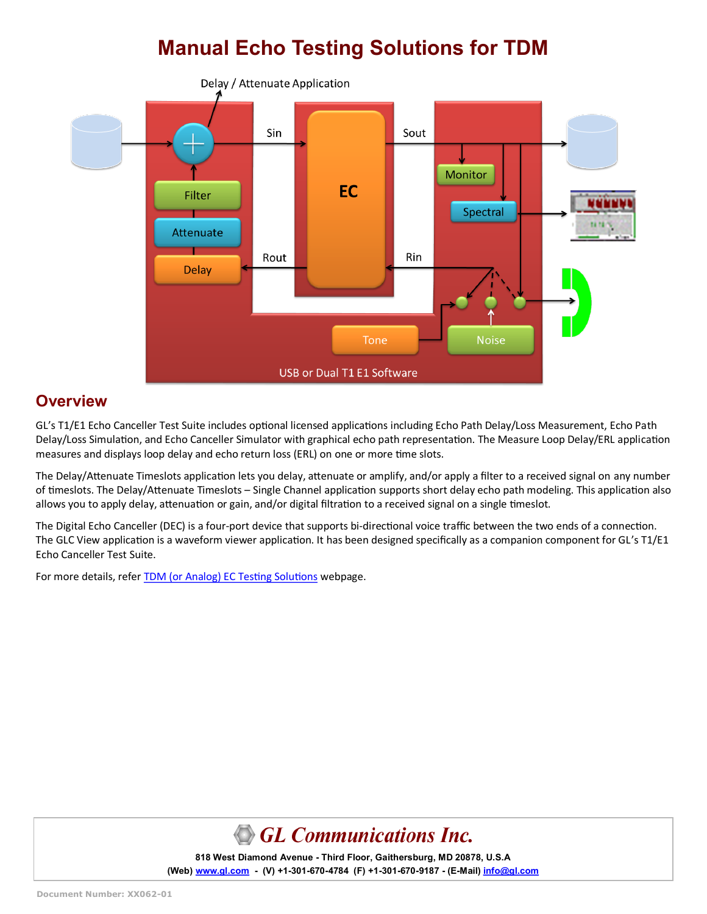# Manual Echo Testing Solutions for TDM

Delay / Attenuate Application

Sin

Sout

Filter

Attenuate

Delay

EC

Monitor

Spectral

Rout

Rin

Tone

Noise

USB or Dual T1 E1 Software

## Overview

GL's T1/E1 Echo Canceller Test Suite includes optional licensed applications including Echo Path Delay/Loss Measurement, Echo Path Delay/Loss Simulation, and Echo Canceller Simulator with graphical echo path representation. The Measure Loop Delay/ERL application measures and displays loop delay and echo return loss (ERL) on one or more time slots.

The Delay/Attenuate Timeslots application lets you delay, attenuate or amplify, and/or apply a filter to a received signal on any number of timeslots. The Delay/Attenuate Timeslots – Single Channel application supports short delay echo path modeling. This application also allows you to apply delay, attenuation or gain, and/or digital filtration to a received signal on a single timeslot.

The Digital Echo Canceller (DEC) is a four-port device that supports bi-directional voice traffic between the two ends of a connection. The GLC View application is a waveform viewer application. It has been designed specifically as a companion component for GL's T1/E1 Echo Canceller Test Suite.

For more details, refer [TDM (or Analog) EC Testing Solutions](#) webpage.

**GL Communications Inc.**

**818 West Diamond Avenue - Third Floor, Gaithersburg, MD 20878, U.S.A**

**(Web) www.gl.com - (V) +1-301-670-4784 (F) +1-301-670-9187 - (E-Mail) info@gl.com**

Document Number: XX062-01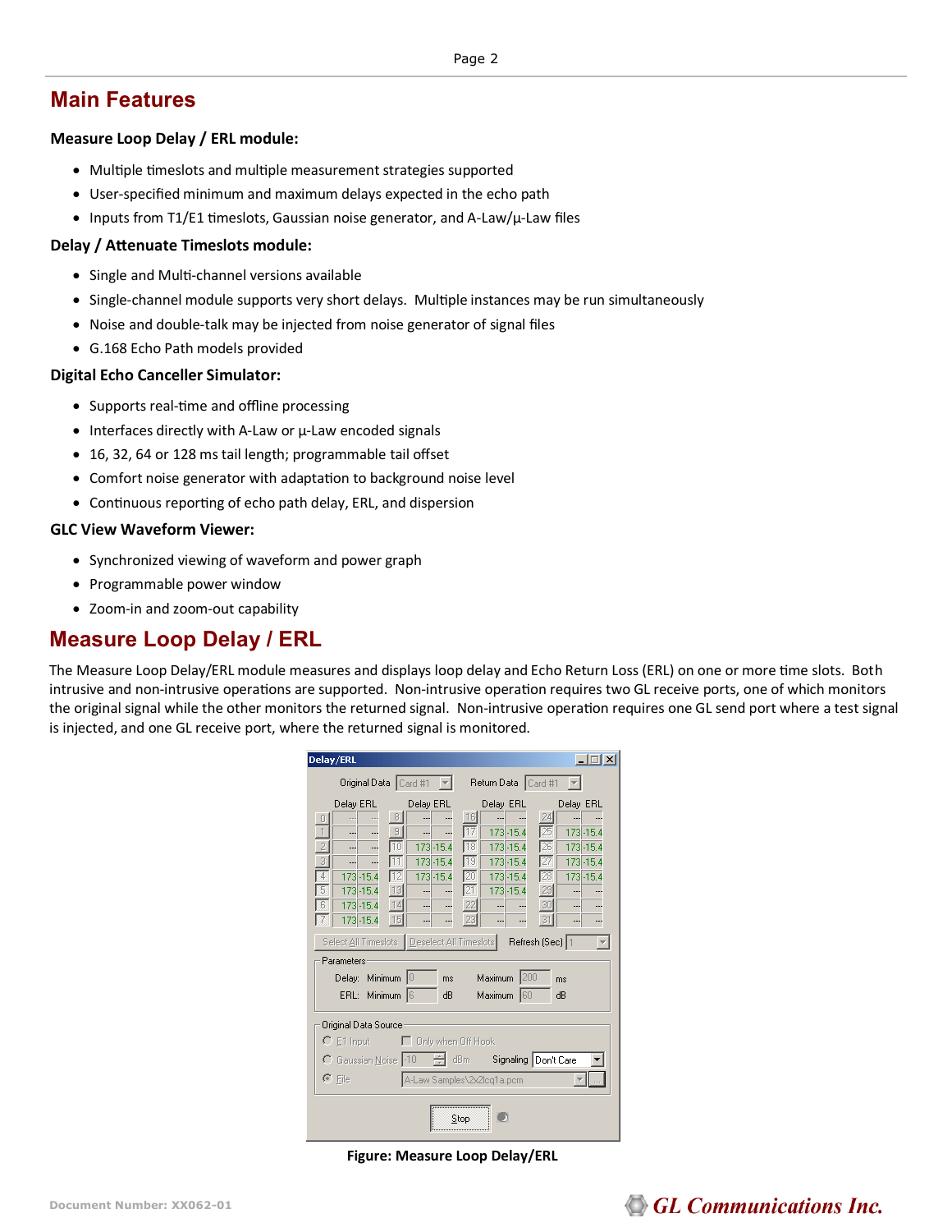# Main Features

### Measure Loop Delay / ERL module:

- Multiple timeslots and multiple measurement strategies supported
- User-specified minimum and maximum delays expected in the echo path
- Inputs from T1/E1 timeslots, Gaussian noise generator, and A-Law/µ-Law files

### Delay / Attenuate Timeslots module:

- Single and Multi-channel versions available
- Single-channel module supports very short delays. Multiple instances may be run simultaneously
- Noise and double-talk may be injected from noise generator of signal files
- G.168 Echo Path models provided

### Digital Echo Canceller Simulator:

- Supports real-time and offline processing
- Interfaces directly with A-Law or µ-Law encoded signals
- 16, 32, 64 or 128 ms tail length; programmable tail offset
- Comfort noise generator with adaptation to background noise level
- Continuous reporting of echo path delay, ERL, and dispersion

### GLC View Waveform Viewer:

- Synchronized viewing of waveform and power graph
- Programmable power window
- Zoom-in and zoom-out capability

# Measure Loop Delay / ERL

The Measure Loop Delay/ERL module measures and displays loop delay and Echo Return Loss (ERL) on one or more time slots. Both intrusive and non-intrusive operations are supported. Non-intrusive operation requires two GL receive ports, one of which monitors the original signal while the other monitors the returned signal. Non-intrusive operation requires one GL send port where a test signal is injected, and one GL receive port, where the returned signal is monitored.

**Figure: Measure Loop Delay/ERL**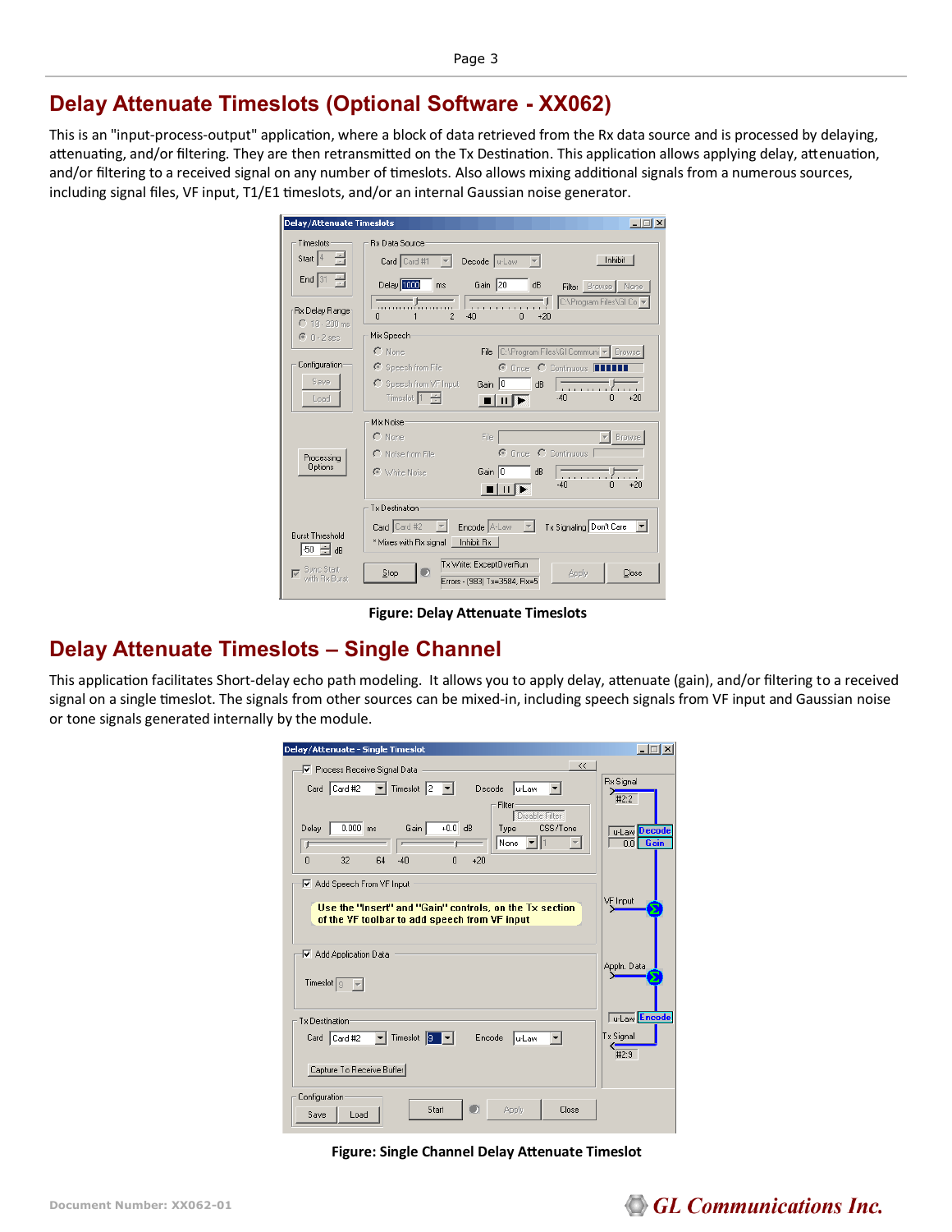## Delay Attenuate Timeslots (Optional Software - XX062)

This is an "input-process-output" application, where a block of data retrieved from the Rx data source and is processed by delaying, attenuating, and/or filtering. They are then retransmitted on the Tx Destination. This application allows applying delay, attenuation, and/or filtering to a received signal on any number of timeslots. Also allows mixing additional signals from a numerous sources, including signal files, VF input, T1/E1 timeslots, and/or an internal Gaussian noise generator.

**Figure: Delay Attenuate Timeslots**

## Delay Attenuate Timeslots – Single Channel

This application facilitates Short-delay echo path modeling. It allows you to apply delay, attenuate (gain), and/or filtering to a received signal on a single timeslot. The signals from other sources can be mixed-in, including speech signals from VF input and Gaussian noise or tone signals generated internally by the module.

**Figure: Single Channel Delay Attenuate Timeslot**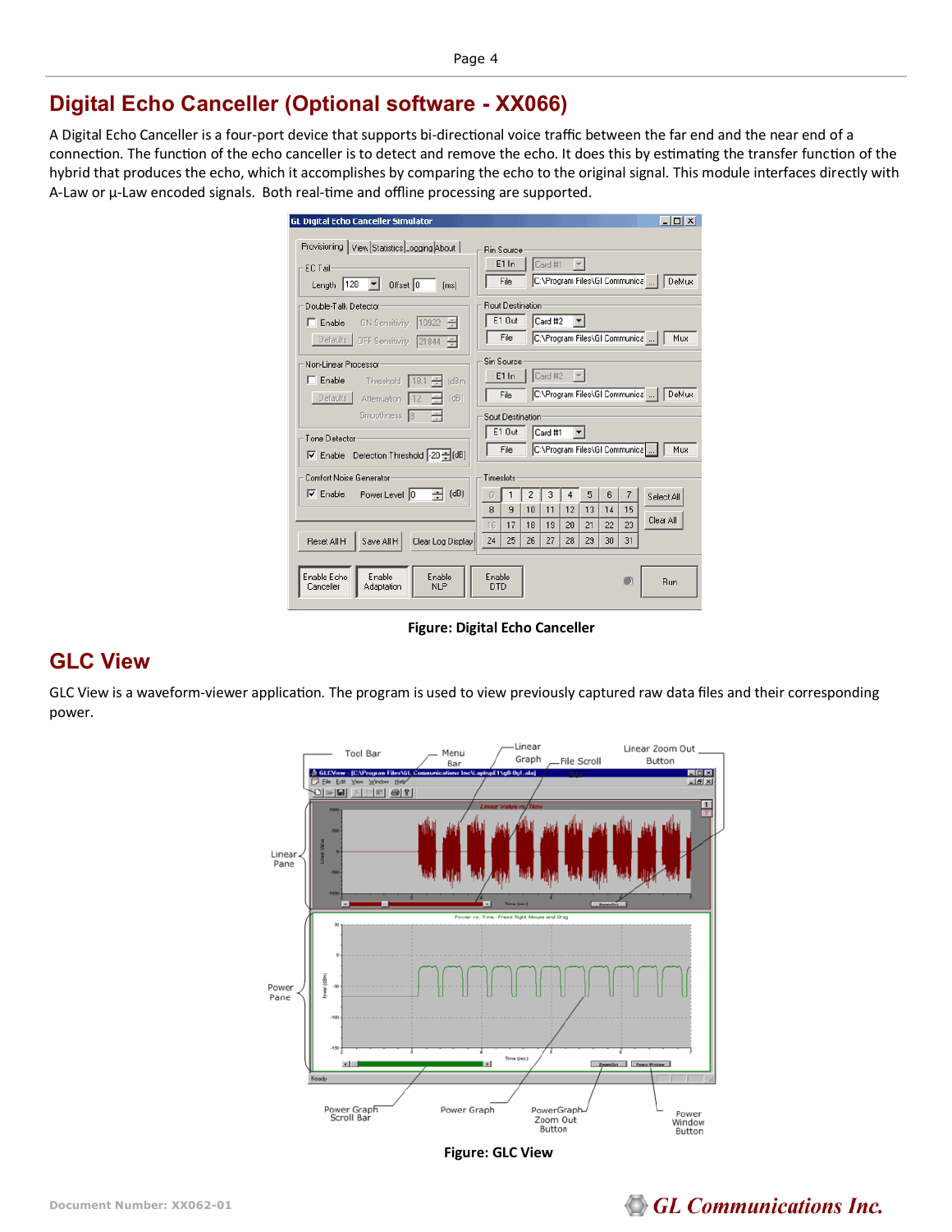## Digital Echo Canceller (Optional software - XX066)

A Digital Echo Canceller is a four-port device that supports bi-directional voice traffic between the far end and the near end of a connection. The function of the echo canceller is to detect and remove the echo. It does this by estimating the transfer function of the hybrid that produces the echo, which it accomplishes by comparing the echo to the original signal. This module interfaces directly with A-Law or µ-Law encoded signals. Both real-time and offline processing are supported.

**Figure: Digital Echo Canceller**

## GLC View

GLC View is a waveform-viewer application. The program is used to view previously captured raw data files and their corresponding power.

**Figure: GLC View**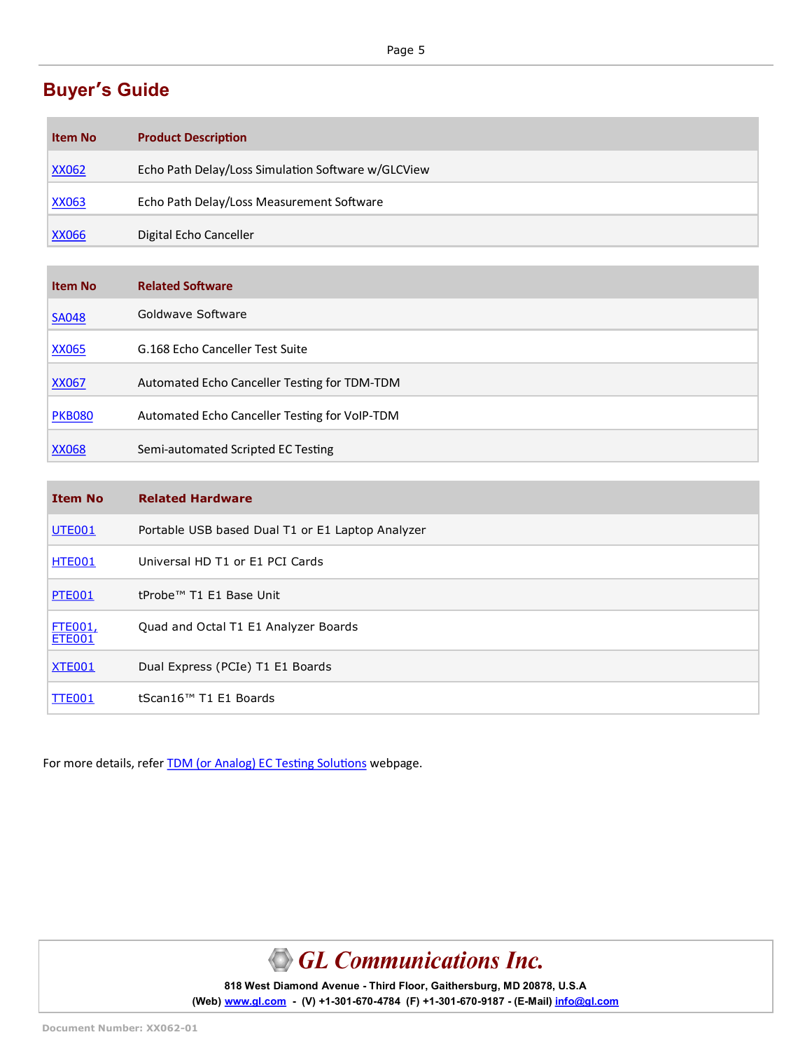## Buyer's Guide

| Item No | Product Description |
|---|---|
| XX062 | Echo Path Delay/Loss Simulation Software w/GLCView |
| XX063 | Echo Path Delay/Loss Measurement Software |
| XX066 | Digital Echo Canceller |

| Item No | Related Software |
|---|---|
| SA048 | Goldwave Software |
| XX065 | G.168 Echo Canceller Test Suite |
| XX067 | Automated Echo Canceller Testing for TDM-TDM |
| PKB080 | Automated Echo Canceller Testing for VoIP-TDM |
| XX068 | Semi-automated Scripted EC Testing |

| Item No | Related Hardware |
|---|---|
| UTE001 | Portable USB based Dual T1 or E1 Laptop Analyzer |
| HTE001 | Universal HD T1 or E1 PCI Cards |
| PTE001 | tProbe™ T1 E1 Base Unit |
| FTE001, ETE001 | Quad and Octal T1 E1 Analyzer Boards |
| XTE001 | Dual Express (PCIe) T1 E1 Boards |
| TTE001 | tScan16™ T1 E1 Boards |

For more details, refer TDM (or Analog) EC Testing Solutions webpage.

**GL Communications Inc.**

**818 West Diamond Avenue - Third Floor, Gaithersburg, MD 20878, U.S.A**

**(Web) www.gl.com - (V) +1-301-670-4784 (F) +1-301-670-9187 - (E-Mail) info@gl.com**

Document Number: XX062-01